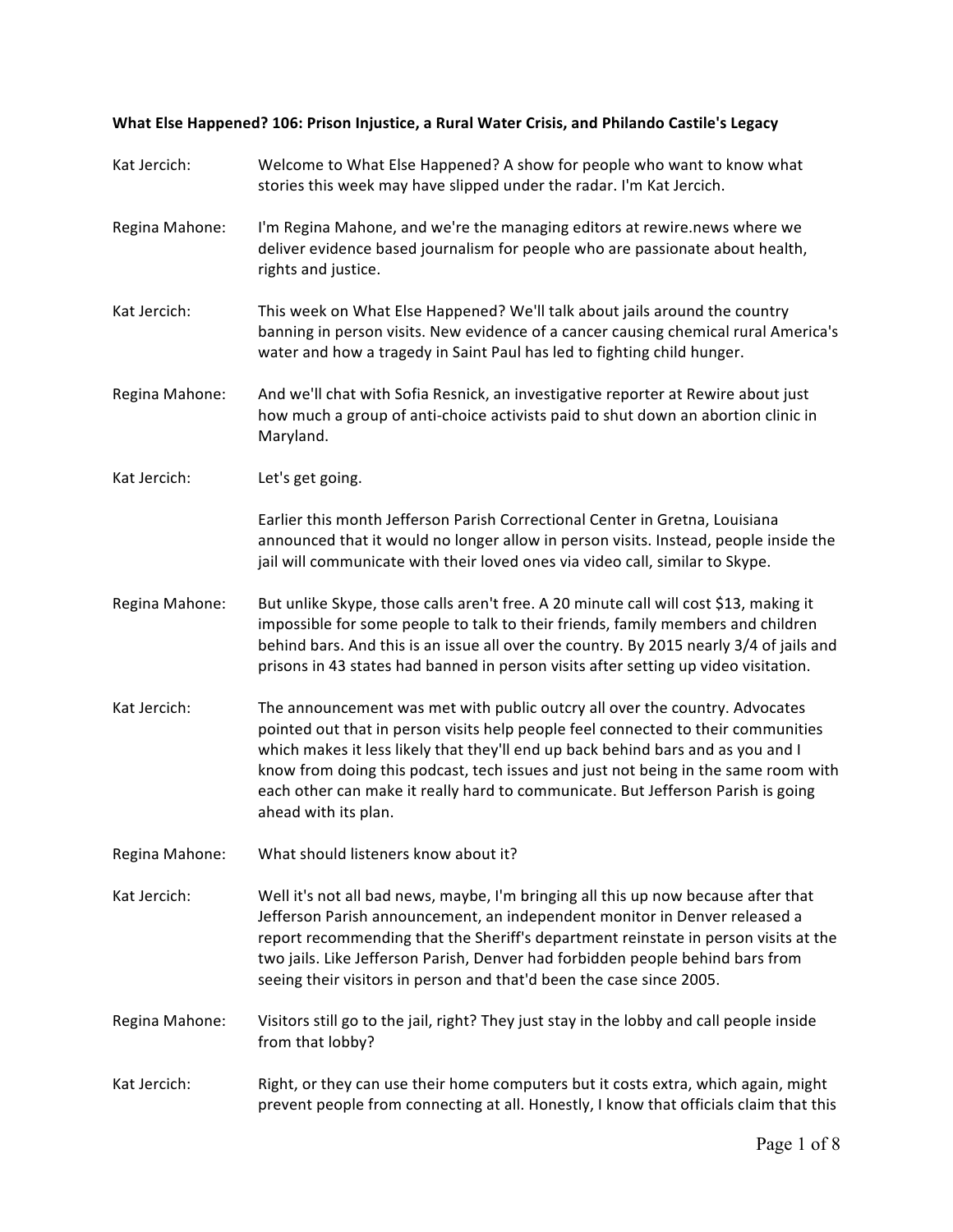**What Else Happened? 106: Prison Injustice, a Rural Water Crisis, and Philando Castile's Legacy**

**Kat Jercich:** Welcome to What Else Happened? A show for people who want to know what stories this week may have slipped under the radar. I'm Kat Jercich.

**Regina Mahone:** I'm Regina Mahone, and we're the managing editors at rewire.news where we deliver evidence based journalism for people who are passionate about health, rights and justice.

**Kat Jercich:** This week on What Else Happened? We'll talk about jails around the country banning in person visits. New evidence of a cancer causing chemical rural America's water and how a tragedy in Saint Paul has led to fighting child hunger.

**Regina Mahone:** And we'll chat with Sofia Resnick, an investigative reporter at Rewire about just how much a group of anti-choice activists paid to shut down an abortion clinic in Maryland.

**Kat Jercich:** Let's get going.

Earlier this month Jefferson Parish Correctional Center in Gretna, Louisiana announced that it would no longer allow in person visits. Instead, people inside the jail will communicate with their loved ones via video call, similar to Skype.

**Regina Mahone:** But unlike Skype, those calls aren't free. A 20 minute call will cost $13, making it impossible for some people to talk to their friends, family members and children behind bars. And this is an issue all over the country. By 2015 nearly 3/4 of jails and prisons in 43 states had banned in person visits after setting up video visitation.

**Kat Jercich:** The announcement was met with public outcry all over the country. Advocates pointed out that in person visits help people feel connected to their communities which makes it less likely that they'll end up back behind bars and as you and I know from doing this podcast, tech issues and just not being in the same room with each other can make it really hard to communicate. But Jefferson Parish is going ahead with its plan.

**Regina Mahone:** What should listeners know about it?

**Kat Jercich:** Well it's not all bad news, maybe, I'm bringing all this up now because after that Jefferson Parish announcement, an independent monitor in Denver released a report recommending that the Sheriff's department reinstate in person visits at the two jails. Like Jefferson Parish, Denver had forbidden people behind bars from seeing their visitors in person and that'd been the case since 2005.

**Regina Mahone:** Visitors still go to the jail, right? They just stay in the lobby and call people inside from that lobby?

**Kat Jercich:** Right, or they can use their home computers but it costs extra, which again, might prevent people from connecting at all. Honestly, I know that officials claim that this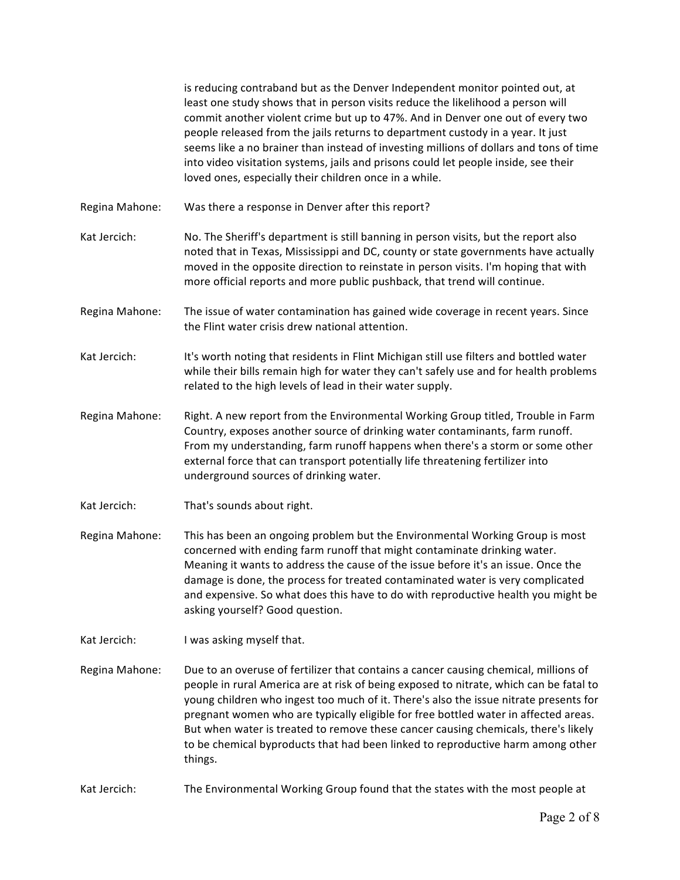is reducing contraband but as the Denver Independent monitor pointed out, at least one study shows that in person visits reduce the likelihood a person will commit another violent crime but up to 47%. And in Denver one out of every two people released from the jails returns to department custody in a year. It just seems like a no brainer than instead of investing millions of dollars and tons of time into video visitation systems, jails and prisons could let people inside, see their loved ones, especially their children once in a while.

**Regina Mahone:** Was there a response in Denver after this report?

**Kat Jercich:** No. The Sheriff's department is still banning in person visits, but the report also noted that in Texas, Mississippi and DC, county or state governments have actually moved in the opposite direction to reinstate in person visits. I'm hoping that with more official reports and more public pushback, that trend will continue.

**Regina Mahone:** The issue of water contamination has gained wide coverage in recent years. Since the Flint water crisis drew national attention.

**Kat Jercich:** It's worth noting that residents in Flint Michigan still use filters and bottled water while their bills remain high for water they can't safely use and for health problems related to the high levels of lead in their water supply.

**Regina Mahone:** Right. A new report from the Environmental Working Group titled, Trouble in Farm Country, exposes another source of drinking water contaminants, farm runoff. From my understanding, farm runoff happens when there's a storm or some other external force that can transport potentially life threatening fertilizer into underground sources of drinking water.

**Kat Jercich:** That's sounds about right.

**Regina Mahone:** This has been an ongoing problem but the Environmental Working Group is most concerned with ending farm runoff that might contaminate drinking water. Meaning it wants to address the cause of the issue before it's an issue. Once the damage is done, the process for treated contaminated water is very complicated and expensive. So what does this have to do with reproductive health you might be asking yourself? Good question.

**Kat Jercich:** I was asking myself that.

**Regina Mahone:** Due to an overuse of fertilizer that contains a cancer causing chemical, millions of people in rural America are at risk of being exposed to nitrate, which can be fatal to young children who ingest too much of it. There's also the issue nitrate presents for pregnant women who are typically eligible for free bottled water in affected areas. But when water is treated to remove these cancer causing chemicals, there's likely to be chemical byproducts that had been linked to reproductive harm among other things.

**Kat Jercich:** The Environmental Working Group found that the states with the most people at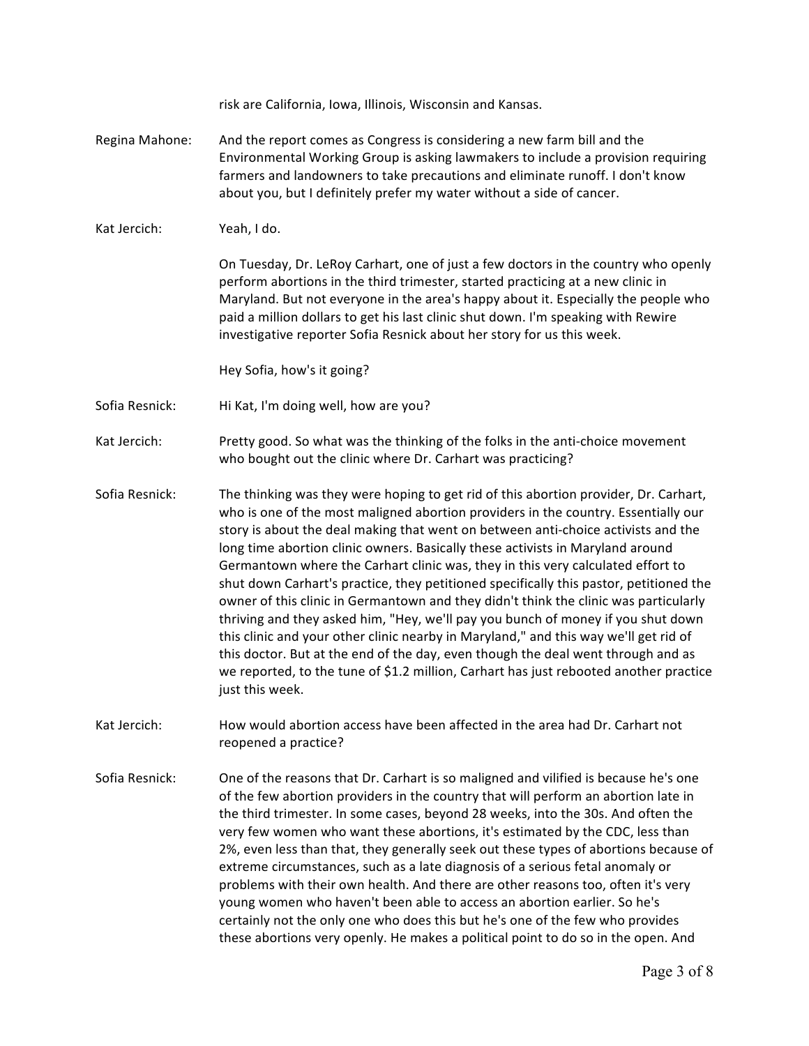risk are California, Iowa, Illinois, Wisconsin and Kansas.

**Regina Mahone:** And the report comes as Congress is considering a new farm bill and the Environmental Working Group is asking lawmakers to include a provision requiring farmers and landowners to take precautions and eliminate runoff. I don't know about you, but I definitely prefer my water without a side of cancer.

**Kat Jercich:** Yeah, I do.

On Tuesday, Dr. LeRoy Carhart, one of just a few doctors in the country who openly perform abortions in the third trimester, started practicing at a new clinic in Maryland. But not everyone in the area's happy about it. Especially the people who paid a million dollars to get his last clinic shut down. I'm speaking with Rewire investigative reporter Sofia Resnick about her story for us this week.

Hey Sofia, how's it going?

**Sofia Resnick:** Hi Kat, I'm doing well, how are you?

**Kat Jercich:** Pretty good. So what was the thinking of the folks in the anti-choice movement who bought out the clinic where Dr. Carhart was practicing?

**Sofia Resnick:** The thinking was they were hoping to get rid of this abortion provider, Dr. Carhart, who is one of the most maligned abortion providers in the country. Essentially our story is about the deal making that went on between anti-choice activists and the long time abortion clinic owners. Basically these activists in Maryland around Germantown where the Carhart clinic was, they in this very calculated effort to shut down Carhart's practice, they petitioned specifically this pastor, petitioned the owner of this clinic in Germantown and they didn't think the clinic was particularly thriving and they asked him, "Hey, we'll pay you bunch of money if you shut down this clinic and your other clinic nearby in Maryland," and this way we'll get rid of this doctor. But at the end of the day, even though the deal went through and as we reported, to the tune of $1.2 million, Carhart has just rebooted another practice just this week.

**Kat Jercich:** How would abortion access have been affected in the area had Dr. Carhart not reopened a practice?

**Sofia Resnick:** One of the reasons that Dr. Carhart is so maligned and vilified is because he's one of the few abortion providers in the country that will perform an abortion late in the third trimester. In some cases, beyond 28 weeks, into the 30s. And often the very few women who want these abortions, it's estimated by the CDC, less than 2%, even less than that, they generally seek out these types of abortions because of extreme circumstances, such as a late diagnosis of a serious fetal anomaly or problems with their own health. And there are other reasons too, often it's very young women who haven't been able to access an abortion earlier. So he's certainly not the only one who does this but he's one of the few who provides these abortions very openly. He makes a political point to do so in the open. And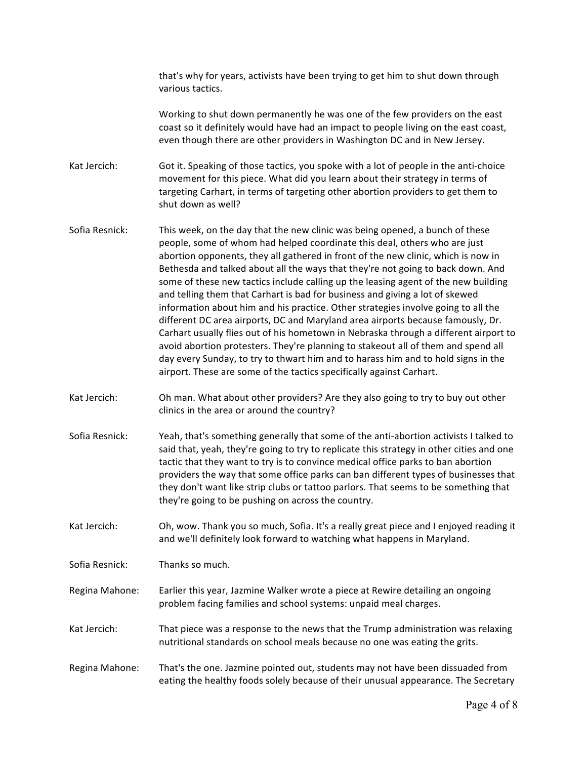that's why for years, activists have been trying to get him to shut down through various tactics.

Working to shut down permanently he was one of the few providers on the east coast so it definitely would have had an impact to people living on the east coast, even though there are other providers in Washington DC and in New Jersey.

**Kat Jercich:** Got it. Speaking of those tactics, you spoke with a lot of people in the anti-choice movement for this piece. What did you learn about their strategy in terms of targeting Carhart, in terms of targeting other abortion providers to get them to shut down as well?

**Sofia Resnick:** This week, on the day that the new clinic was being opened, a bunch of these people, some of whom had helped coordinate this deal, others who are just abortion opponents, they all gathered in front of the new clinic, which is now in Bethesda and talked about all the ways that they're not going to back down. And some of these new tactics include calling up the leasing agent of the new building and telling them that Carhart is bad for business and giving a lot of skewed information about him and his practice. Other strategies involve going to all the different DC area airports, DC and Maryland area airports because famously, Dr. Carhart usually flies out of his hometown in Nebraska through a different airport to avoid abortion protesters. They're planning to stakeout all of them and spend all day every Sunday, to try to thwart him and to harass him and to hold signs in the airport. These are some of the tactics specifically against Carhart.

**Kat Jercich:** Oh man. What about other providers? Are they also going to try to buy out other clinics in the area or around the country?

**Sofia Resnick:** Yeah, that's something generally that some of the anti-abortion activists I talked to said that, yeah, they're going to try to replicate this strategy in other cities and one tactic that they want to try is to convince medical office parks to ban abortion providers the way that some office parks can ban different types of businesses that they don't want like strip clubs or tattoo parlors. That seems to be something that they're going to be pushing on across the country.

**Kat Jercich:** Oh, wow. Thank you so much, Sofia. It's a really great piece and I enjoyed reading it and we'll definitely look forward to watching what happens in Maryland.

**Sofia Resnick:** Thanks so much.

**Regina Mahone:** Earlier this year, Jazmine Walker wrote a piece at Rewire detailing an ongoing problem facing families and school systems: unpaid meal charges.

**Kat Jercich:** That piece was a response to the news that the Trump administration was relaxing nutritional standards on school meals because no one was eating the grits.

**Regina Mahone:** That's the one. Jazmine pointed out, students may not have been dissuaded from eating the healthy foods solely because of their unusual appearance. The Secretary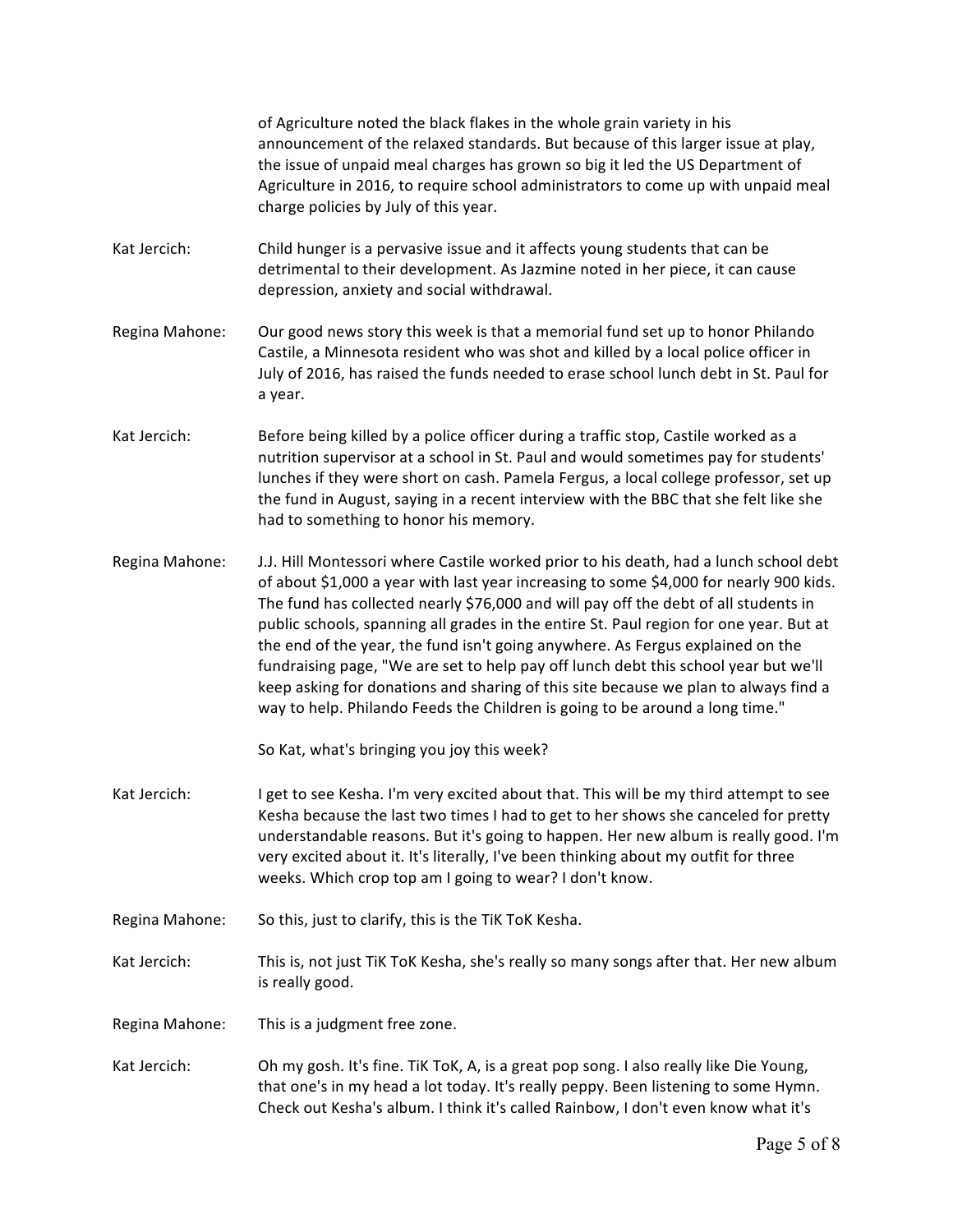of Agriculture noted the black flakes in the whole grain variety in his announcement of the relaxed standards. But because of this larger issue at play, the issue of unpaid meal charges has grown so big it led the US Department of Agriculture in 2016, to require school administrators to come up with unpaid meal charge policies by July of this year.

Kat Jercich: Child hunger is a pervasive issue and it affects young students that can be detrimental to their development. As Jazmine noted in her piece, it can cause depression, anxiety and social withdrawal.

Regina Mahone: Our good news story this week is that a memorial fund set up to honor Philando Castile, a Minnesota resident who was shot and killed by a local police officer in July of 2016, has raised the funds needed to erase school lunch debt in St. Paul for a year.

Kat Jercich: Before being killed by a police officer during a traffic stop, Castile worked as a nutrition supervisor at a school in St. Paul and would sometimes pay for students' lunches if they were short on cash. Pamela Fergus, a local college professor, set up the fund in August, saying in a recent interview with the BBC that she felt like she had to something to honor his memory.

Regina Mahone: J.J. Hill Montessori where Castile worked prior to his death, had a lunch school debt of about $1,000 a year with last year increasing to some $4,000 for nearly 900 kids. The fund has collected nearly $76,000 and will pay off the debt of all students in public schools, spanning all grades in the entire St. Paul region for one year. But at the end of the year, the fund isn't going anywhere. As Fergus explained on the fundraising page, "We are set to help pay off lunch debt this school year but we'll keep asking for donations and sharing of this site because we plan to always find a way to help. Philando Feeds the Children is going to be around a long time."

So Kat, what's bringing you joy this week?

Kat Jercich: I get to see Kesha. I'm very excited about that. This will be my third attempt to see Kesha because the last two times I had to get to her shows she canceled for pretty understandable reasons. But it's going to happen. Her new album is really good. I'm very excited about it. It's literally, I've been thinking about my outfit for three weeks. Which crop top am I going to wear? I don't know.

Regina Mahone: So this, just to clarify, this is the TiK ToK Kesha.

Kat Jercich: This is, not just TiK ToK Kesha, she's really so many songs after that. Her new album is really good.

Regina Mahone: This is a judgment free zone.

Kat Jercich: Oh my gosh. It's fine. TiK ToK, A, is a great pop song. I also really like Die Young, that one's in my head a lot today. It's really peppy. Been listening to some Hymn. Check out Kesha's album. I think it's called Rainbow, I don't even know what it's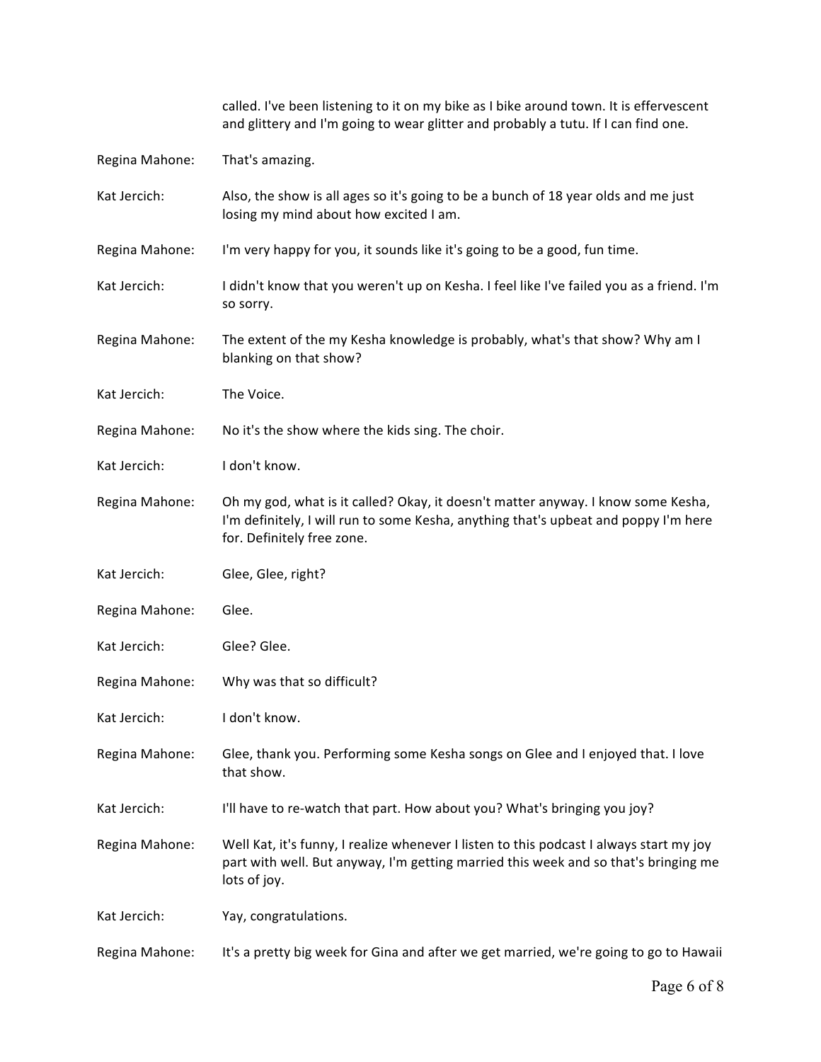called. I've been listening to it on my bike as I bike around town. It is effervescent and glittery and I'm going to wear glitter and probably a tutu. If I can find one.

Regina Mahone: That's amazing.

Kat Jercich: Also, the show is all ages so it's going to be a bunch of 18 year olds and me just losing my mind about how excited I am.

Regina Mahone: I'm very happy for you, it sounds like it's going to be a good, fun time.

Kat Jercich: I didn't know that you weren't up on Kesha. I feel like I've failed you as a friend. I'm so sorry.

Regina Mahone: The extent of the my Kesha knowledge is probably, what's that show? Why am I blanking on that show?

Kat Jercich: The Voice.

Regina Mahone: No it's the show where the kids sing. The choir.

Kat Jercich: I don't know.

Regina Mahone: Oh my god, what is it called? Okay, it doesn't matter anyway. I know some Kesha, I'm definitely, I will run to some Kesha, anything that's upbeat and poppy I'm here for. Definitely free zone.

Kat Jercich: Glee, Glee, right?

Regina Mahone: Glee.

Kat Jercich: Glee? Glee.

Regina Mahone: Why was that so difficult?

Kat Jercich: I don't know.

Regina Mahone: Glee, thank you. Performing some Kesha songs on Glee and I enjoyed that. I love that show.

Kat Jercich: I'll have to re-watch that part. How about you? What's bringing you joy?

Regina Mahone: Well Kat, it's funny, I realize whenever I listen to this podcast I always start my joy part with well. But anyway, I'm getting married this week and so that's bringing me lots of joy.

Kat Jercich: Yay, congratulations.

Regina Mahone: It's a pretty big week for Gina and after we get married, we're going to go to Hawaii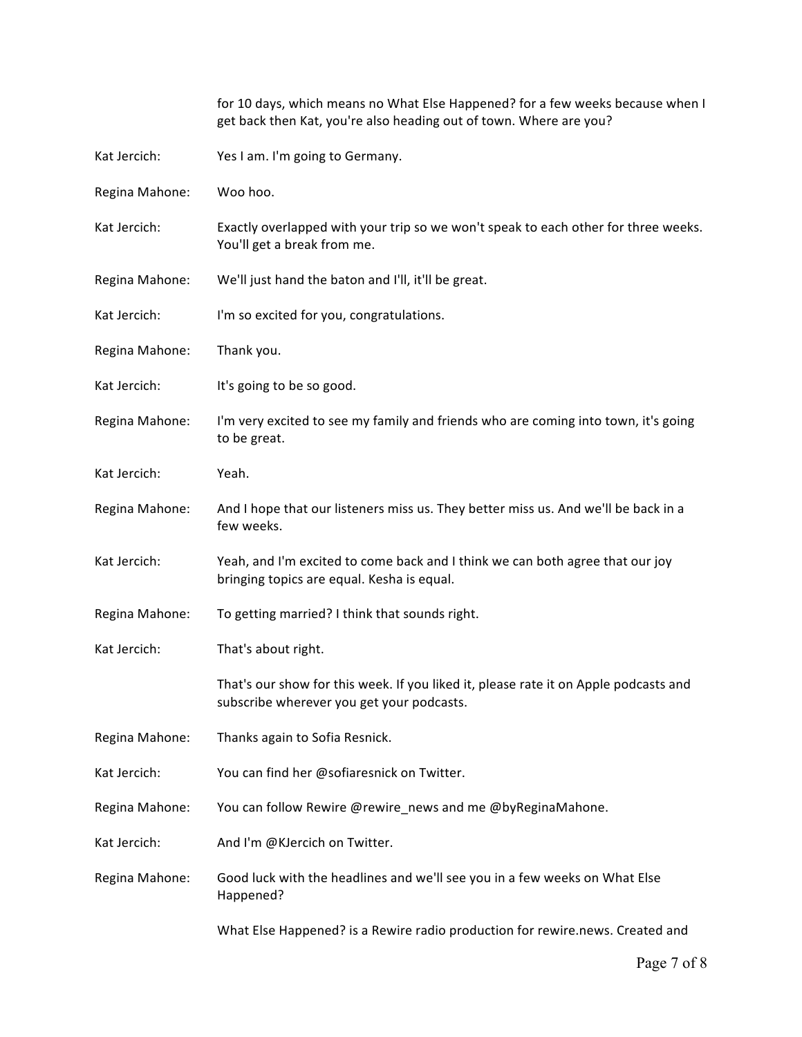for 10 days, which means no What Else Happened? for a few weeks because when I get back then Kat, you're also heading out of town. Where are you?

**Kat Jercich:** Yes I am. I'm going to Germany.

**Regina Mahone:** Woo hoo.

**Kat Jercich:** Exactly overlapped with your trip so we won't speak to each other for three weeks. You'll get a break from me.

**Regina Mahone:** We'll just hand the baton and I'll, it'll be great.

**Kat Jercich:** I'm so excited for you, congratulations.

**Regina Mahone:** Thank you.

**Kat Jercich:** It's going to be so good.

**Regina Mahone:** I'm very excited to see my family and friends who are coming into town, it's going to be great.

**Kat Jercich:** Yeah.

**Regina Mahone:** And I hope that our listeners miss us. They better miss us. And we'll be back in a few weeks.

**Kat Jercich:** Yeah, and I'm excited to come back and I think we can both agree that our joy bringing topics are equal. Kesha is equal.

**Regina Mahone:** To getting married? I think that sounds right.

**Kat Jercich:** That's about right.

That's our show for this week. If you liked it, please rate it on Apple podcasts and subscribe wherever you get your podcasts.

**Regina Mahone:** Thanks again to Sofia Resnick.

**Kat Jercich:** You can find her @sofiaresnick on Twitter.

**Regina Mahone:** You can follow Rewire @rewire_news and me @byReginaMahone.

**Kat Jercich:** And I'm @KJercich on Twitter.

**Regina Mahone:** Good luck with the headlines and we'll see you in a few weeks on What Else Happened?

What Else Happened? is a Rewire radio production for rewire.news. Created and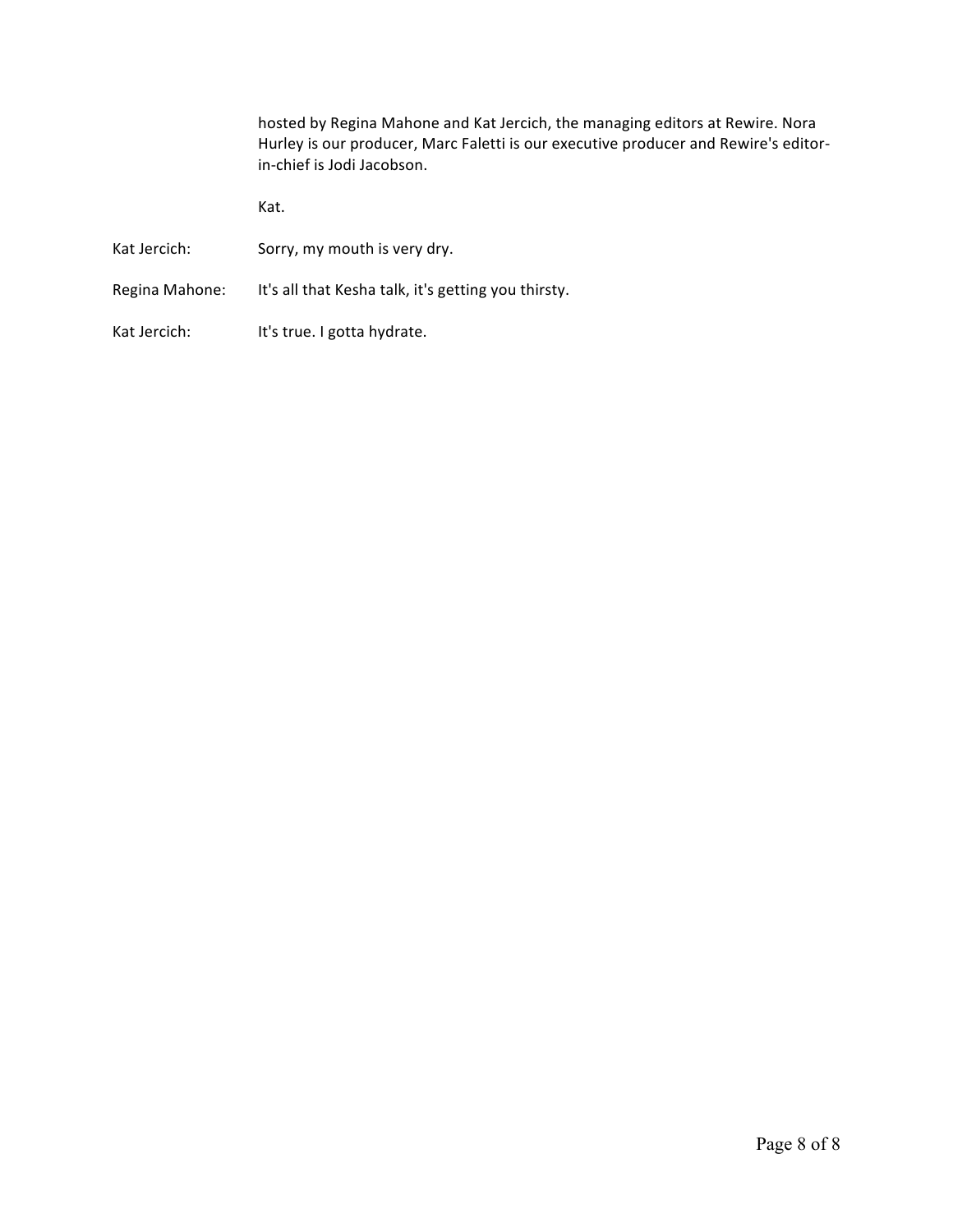hosted by Regina Mahone and Kat Jercich, the managing editors at Rewire. Nora Hurley is our producer, Marc Faletti is our executive producer and Rewire's editor-in-chief is Jodi Jacobson.

Kat.

Kat Jercich: Sorry, my mouth is very dry.

Regina Mahone: It's all that Kesha talk, it's getting you thirsty.

Kat Jercich: It's true. I gotta hydrate.